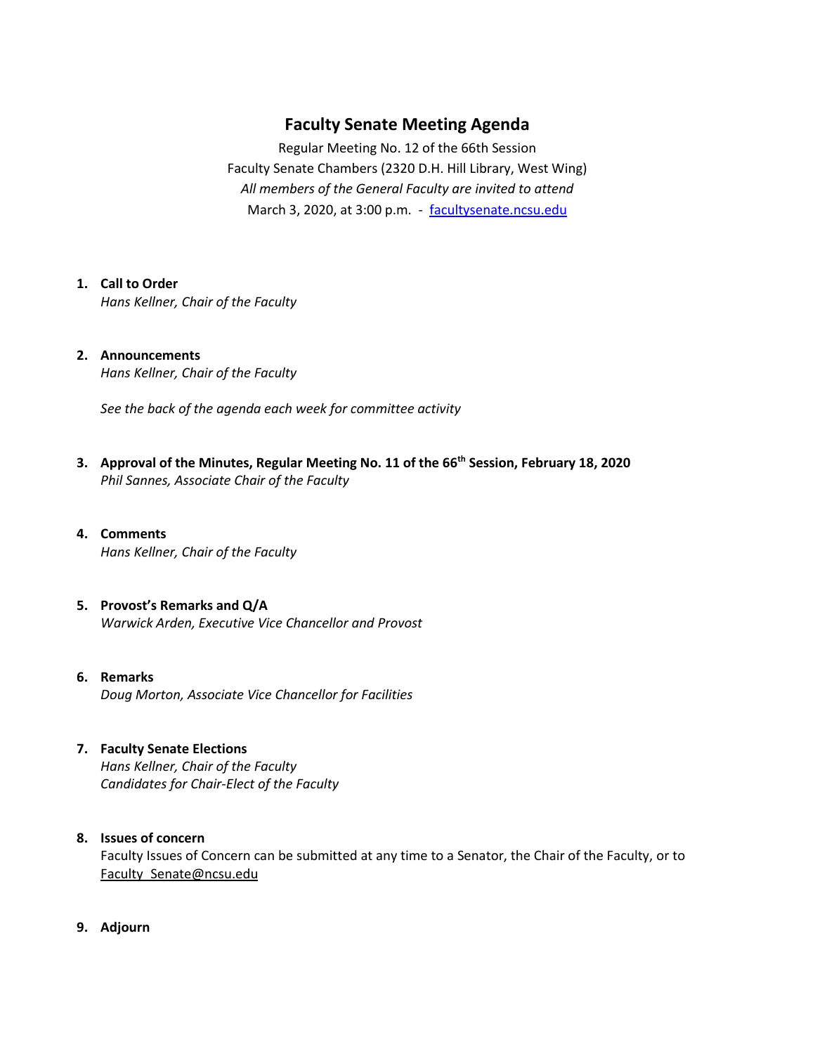# Faculty Senate Meeting Agenda

Regular Meeting No. 12 of the 66th Session
Faculty Senate Chambers (2320 D.H. Hill Library, West Wing)
*All members of the General Faculty are invited to attend*
March 3, 2020, at 3:00 p.m. - [facultysenate.ncsu.edu](facultysenate.ncsu.edu)

1. **Call to Order**
   *Hans Kellner, Chair of the Faculty*

2. **Announcements**
   *Hans Kellner, Chair of the Faculty*

   *See the back of the agenda each week for committee activity*

3. **Approval of the Minutes, Regular Meeting No. 11 of the 66th Session, February 18, 2020**
   *Phil Sannes, Associate Chair of the Faculty*

4. **Comments**
   *Hans Kellner, Chair of the Faculty*

5. **Provost's Remarks and Q/A**
   *Warwick Arden, Executive Vice Chancellor and Provost*

6. **Remarks**
   *Doug Morton, Associate Vice Chancellor for Facilities*

7. **Faculty Senate Elections**
   *Hans Kellner, Chair of the Faculty*
   *Candidates for Chair-Elect of the Faculty*

8. **Issues of concern**
   Faculty Issues of Concern can be submitted at any time to a Senator, the Chair of the Faculty, or to Faculty_Senate@ncsu.edu

9. **Adjourn**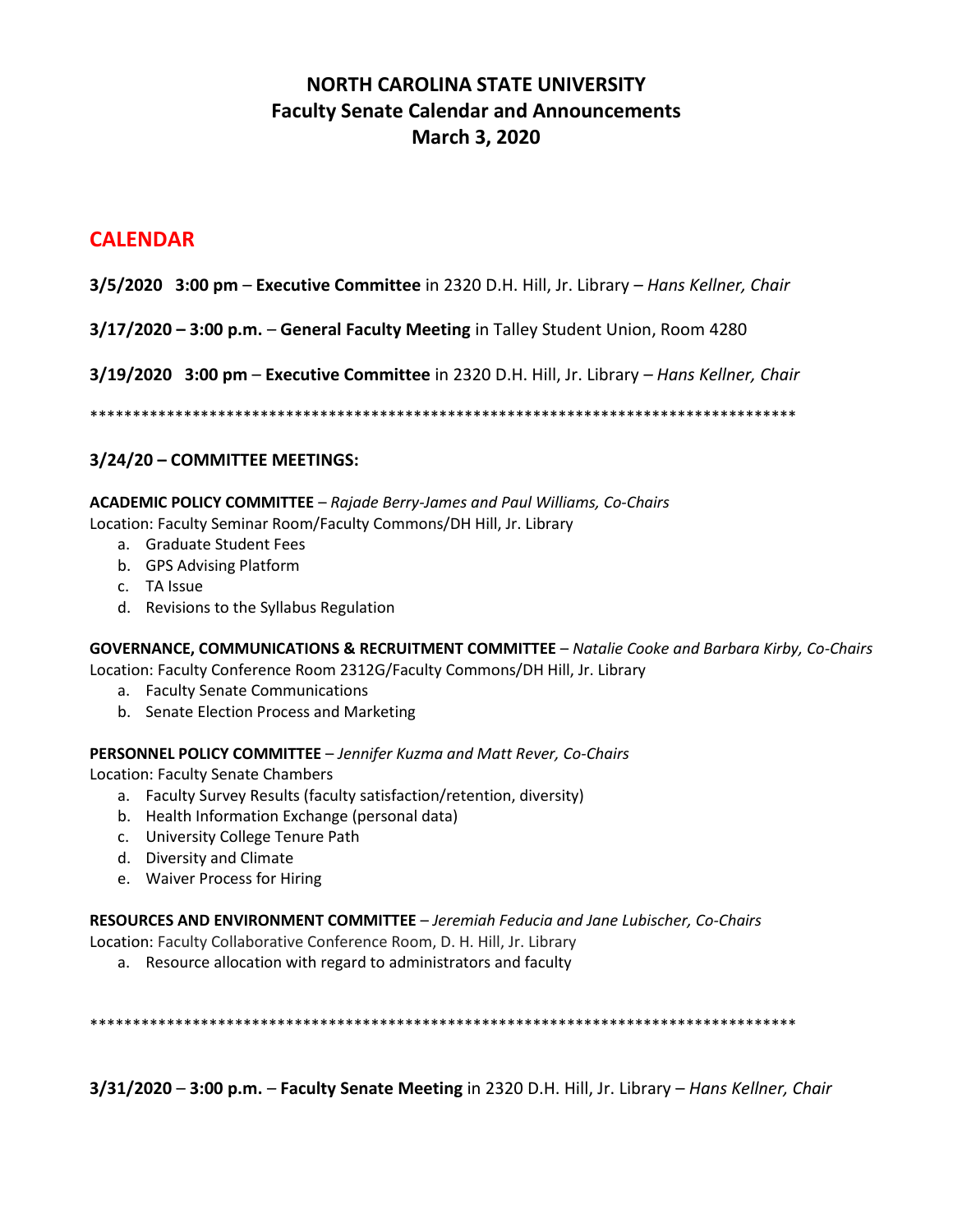# NORTH CAROLINA STATE UNIVERSITY
## Faculty Senate Calendar and Announcements
## March 3, 2020

## CALENDAR

**3/5/2020 3:00 pm** – **Executive Committee** in 2320 D.H. Hill, Jr. Library – *Hans Kellner, Chair*

**3/17/2020 – 3:00 p.m.** – **General Faculty Meeting** in Talley Student Union, Room 4280

**3/19/2020 3:00 pm** – **Executive Committee** in 2320 D.H. Hill, Jr. Library – *Hans Kellner, Chair*

************************************************************************************

### 3/24/20 – COMMITTEE MEETINGS:

**ACADEMIC POLICY COMMITTEE** – *Rajade Berry-James and Paul Williams, Co-Chairs*
Location: Faculty Seminar Room/Faculty Commons/DH Hill, Jr. Library

a. Graduate Student Fees
b. GPS Advising Platform
c. TA Issue
d. Revisions to the Syllabus Regulation

**GOVERNANCE, COMMUNICATIONS & RECRUITMENT COMMITTEE** – *Natalie Cooke and Barbara Kirby, Co-Chairs*
Location: Faculty Conference Room 2312G/Faculty Commons/DH Hill, Jr. Library

a. Faculty Senate Communications
b. Senate Election Process and Marketing

**PERSONNEL POLICY COMMITTEE** – *Jennifer Kuzma and Matt Rever, Co-Chairs*
Location: Faculty Senate Chambers

a. Faculty Survey Results (faculty satisfaction/retention, diversity)
b. Health Information Exchange (personal data)
c. University College Tenure Path
d. Diversity and Climate
e. Waiver Process for Hiring

**RESOURCES AND ENVIRONMENT COMMITTEE** – *Jeremiah Feducia and Jane Lubischer, Co-Chairs*
Location: Faculty Collaborative Conference Room, D. H. Hill, Jr. Library

a. Resource allocation with regard to administrators and faculty

************************************************************************************

**3/31/2020** – **3:00 p.m.** – **Faculty Senate Meeting** in 2320 D.H. Hill, Jr. Library – *Hans Kellner, Chair*